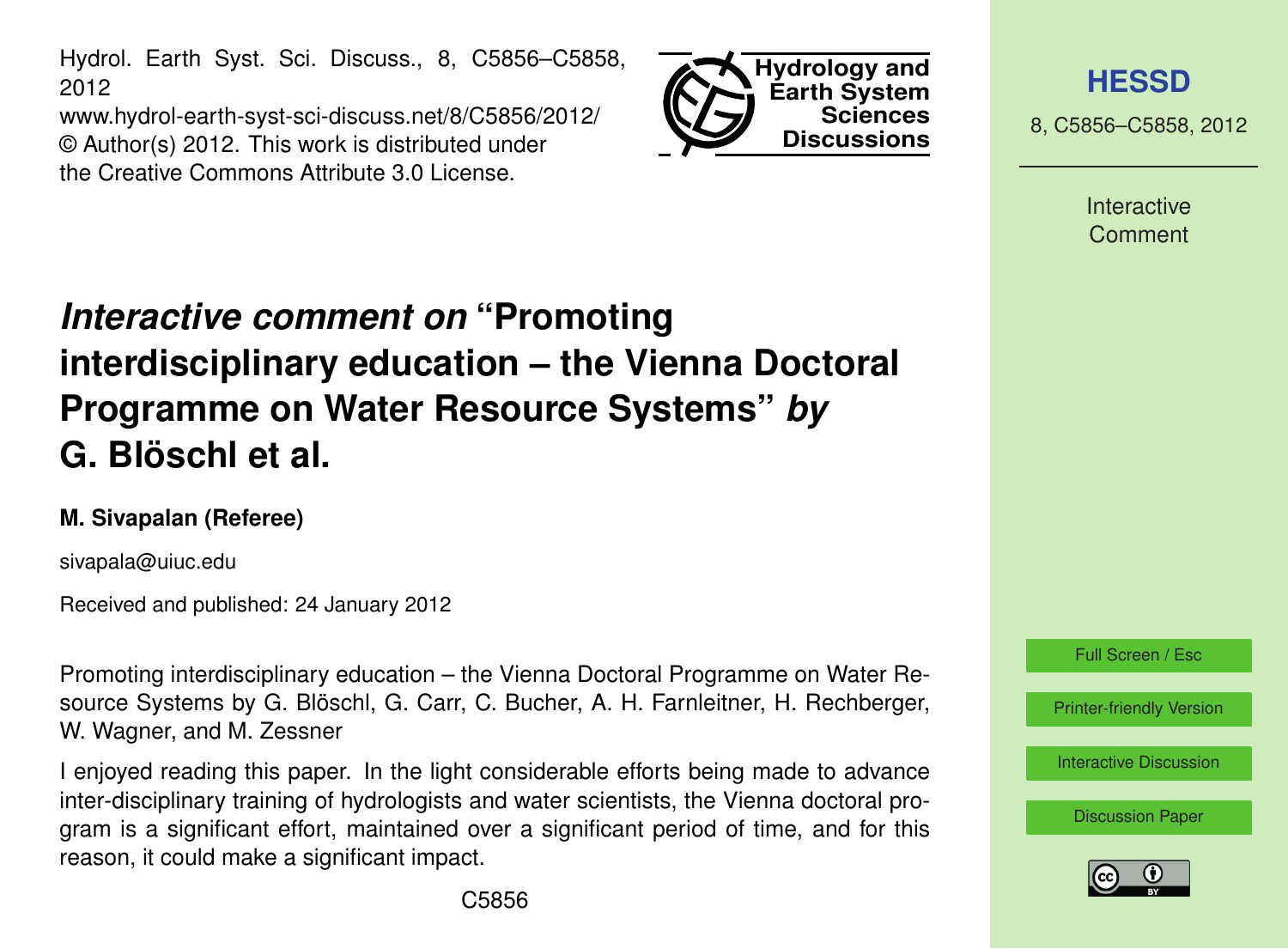# *Interactive comment on* "Promoting interdisciplinary education – the Vienna Doctoral Programme on Water Resource Systems" *by* G. Blöschl et al.

**M. Sivapalan (Referee)**

sivapala@uiuc.edu

Received and published: 24 January 2012

Promoting interdisciplinary education – the Vienna Doctoral Programme on Water Resource Systems by G. Blöschl, G. Carr, C. Bucher, A. H. Farnleitner, H. Rechberger, W. Wagner, and M. Zessner

I enjoyed reading this paper. In the light considerable efforts being made to advance inter-disciplinary training of hydrologists and water scientists, the Vienna doctoral program is a significant effort, maintained over a significant period of time, and for this reason, it could make a significant impact.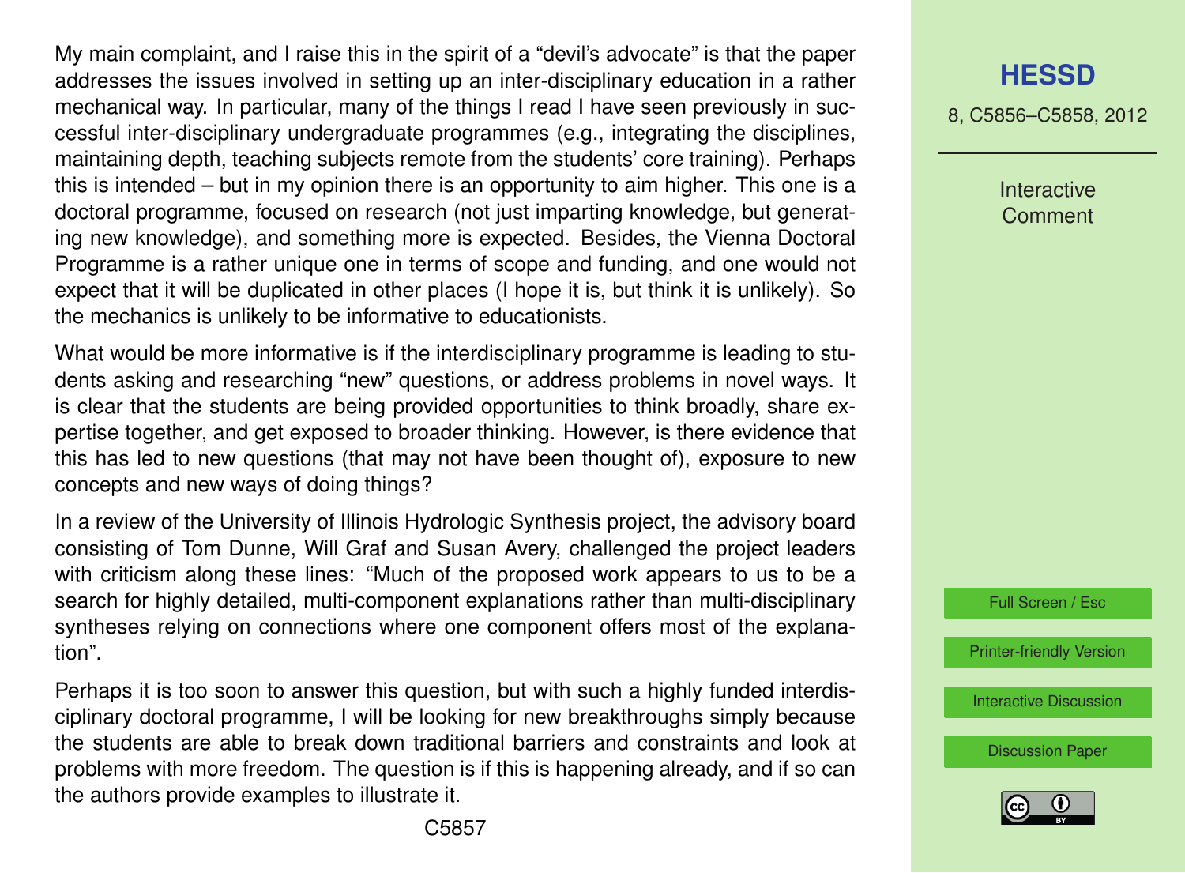My main complaint, and I raise this in the spirit of a "devil's advocate" is that the paper addresses the issues involved in setting up an inter-disciplinary education in a rather mechanical way. In particular, many of the things I read I have seen previously in successful inter-disciplinary undergraduate programmes (e.g., integrating the disciplines, maintaining depth, teaching subjects remote from the students' core training). Perhaps this is intended – but in my opinion there is an opportunity to aim higher. This one is a doctoral programme, focused on research (not just imparting knowledge, but generating new knowledge), and something more is expected. Besides, the Vienna Doctoral Programme is a rather unique one in terms of scope and funding, and one would not expect that it will be duplicated in other places (I hope it is, but think it is unlikely). So the mechanics is unlikely to be informative to educationists.

What would be more informative is if the interdisciplinary programme is leading to students asking and researching "new" questions, or address problems in novel ways. It is clear that the students are being provided opportunities to think broadly, share expertise together, and get exposed to broader thinking. However, is there evidence that this has led to new questions (that may not have been thought of), exposure to new concepts and new ways of doing things?

In a review of the University of Illinois Hydrologic Synthesis project, the advisory board consisting of Tom Dunne, Will Graf and Susan Avery, challenged the project leaders with criticism along these lines: "Much of the proposed work appears to us to be a search for highly detailed, multi-component explanations rather than multi-disciplinary syntheses relying on connections where one component offers most of the explanation".

Perhaps it is too soon to answer this question, but with such a highly funded interdisciplinary doctoral programme, I will be looking for new breakthroughs simply because the students are able to break down traditional barriers and constraints and look at problems with more freedom. The question is if this is happening already, and if so can the authors provide examples to illustrate it.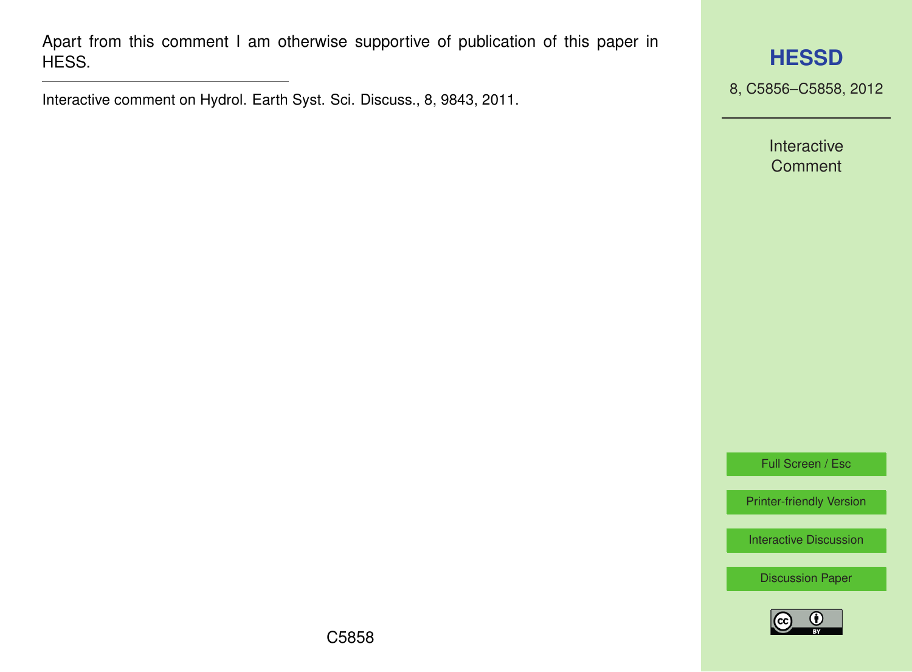Apart from this comment I am otherwise supportive of publication of this paper in HESS.

---

Interactive comment on Hydrol. Earth Syst. Sci. Discuss., 8, 9843, 2011.